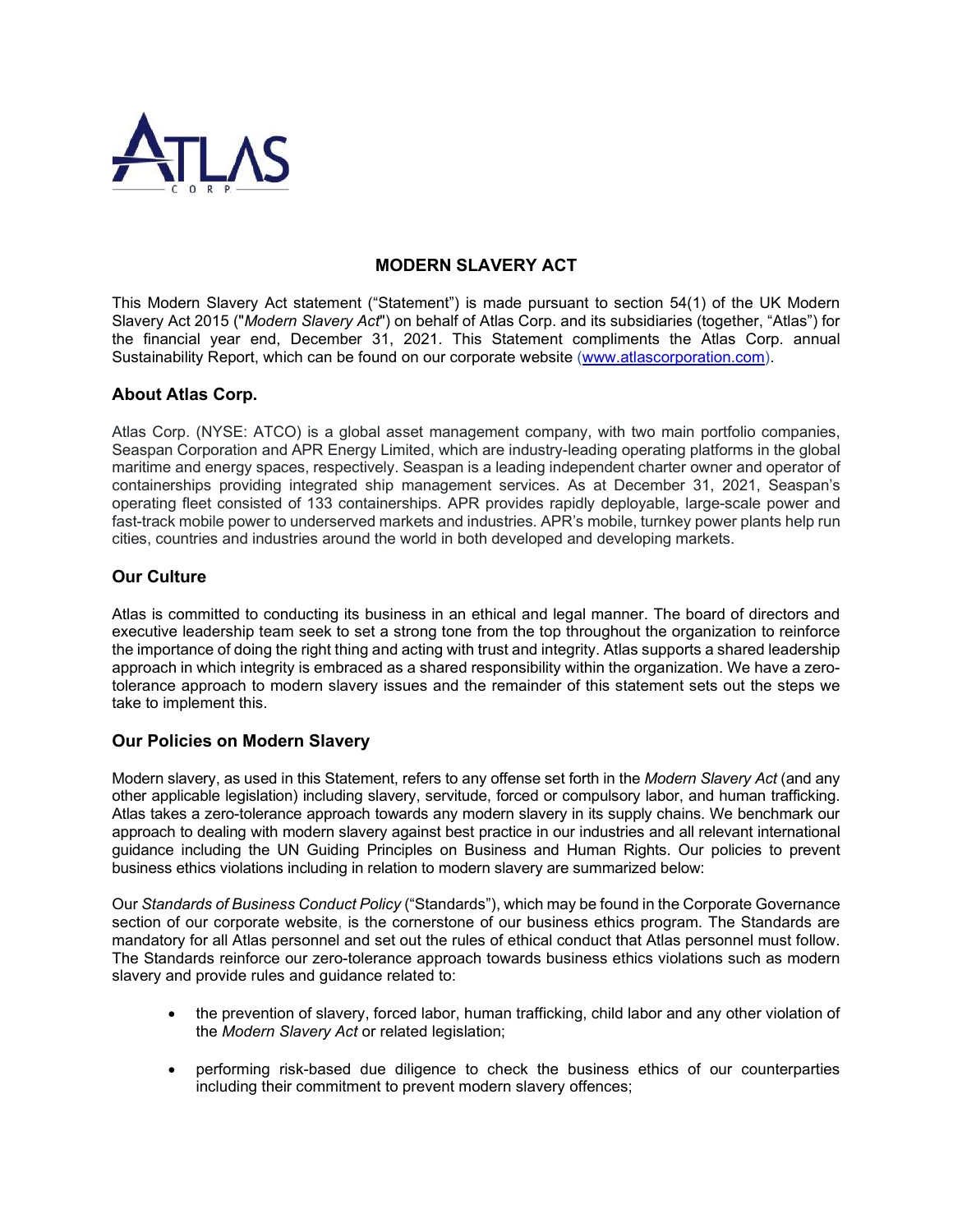# MODERN SLAVERY ACT

This Modern Slavery Act statement ("Statement") is made pursuant to section 54(1) of the UK Modern Slavery Act 2015 ("*Modern Slavery Act*") on behalf of Atlas Corp. and its subsidiaries (together, "Atlas") for the financial year end, December 31, 2021. This Statement compliments the Atlas Corp. annual Sustainability Report, which can be found on our corporate website (www.atlascorporation.com).

## About Atlas Corp.

Atlas Corp. (NYSE: ATCO) is a global asset management company, with two main portfolio companies, Seaspan Corporation and APR Energy Limited, which are industry-leading operating platforms in the global maritime and energy spaces, respectively. Seaspan is a leading independent charter owner and operator of containerships providing integrated ship management services. As at December 31, 2021, Seaspan's operating fleet consisted of 133 containerships. APR provides rapidly deployable, large-scale power and fast-track mobile power to underserved markets and industries. APR's mobile, turnkey power plants help run cities, countries and industries around the world in both developed and developing markets.

## Our Culture

Atlas is committed to conducting its business in an ethical and legal manner. The board of directors and executive leadership team seek to set a strong tone from the top throughout the organization to reinforce the importance of doing the right thing and acting with trust and integrity. Atlas supports a shared leadership approach in which integrity is embraced as a shared responsibility within the organization. We have a zero-tolerance approach to modern slavery issues and the remainder of this statement sets out the steps we take to implement this.

## Our Policies on Modern Slavery

Modern slavery, as used in this Statement, refers to any offense set forth in the *Modern Slavery Act* (and any other applicable legislation) including slavery, servitude, forced or compulsory labor, and human trafficking. Atlas takes a zero-tolerance approach towards any modern slavery in its supply chains. We benchmark our approach to dealing with modern slavery against best practice in our industries and all relevant international guidance including the UN Guiding Principles on Business and Human Rights. Our policies to prevent business ethics violations including in relation to modern slavery are summarized below:

Our *Standards of Business Conduct Policy* ("Standards"), which may be found in the Corporate Governance section of our corporate website, is the cornerstone of our business ethics program. The Standards are mandatory for all Atlas personnel and set out the rules of ethical conduct that Atlas personnel must follow. The Standards reinforce our zero-tolerance approach towards business ethics violations such as modern slavery and provide rules and guidance related to:

- the prevention of slavery, forced labor, human trafficking, child labor and any other violation of the *Modern Slavery Act* or related legislation;
- performing risk-based due diligence to check the business ethics of our counterparties including their commitment to prevent modern slavery offences;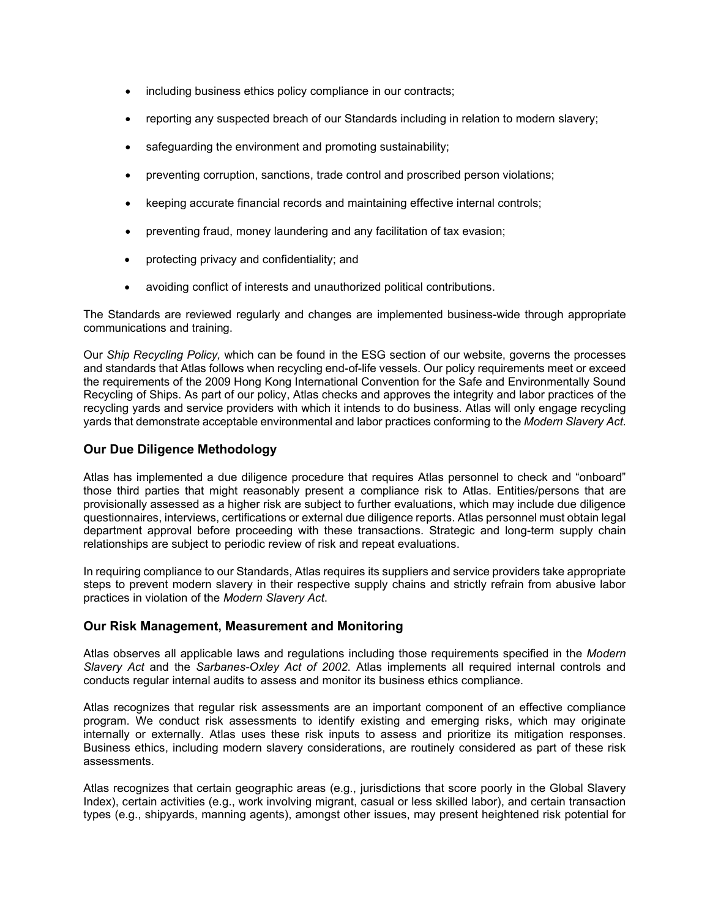- including business ethics policy compliance in our contracts;
- reporting any suspected breach of our Standards including in relation to modern slavery;
- safeguarding the environment and promoting sustainability;
- preventing corruption, sanctions, trade control and proscribed person violations;
- keeping accurate financial records and maintaining effective internal controls;
- preventing fraud, money laundering and any facilitation of tax evasion;
- protecting privacy and confidentiality; and
- avoiding conflict of interests and unauthorized political contributions.

The Standards are reviewed regularly and changes are implemented business-wide through appropriate communications and training.

Our *Ship Recycling Policy,* which can be found in the ESG section of our website, governs the processes and standards that Atlas follows when recycling end-of-life vessels. Our policy requirements meet or exceed the requirements of the 2009 Hong Kong International Convention for the Safe and Environmentally Sound Recycling of Ships. As part of our policy, Atlas checks and approves the integrity and labor practices of the recycling yards and service providers with which it intends to do business. Atlas will only engage recycling yards that demonstrate acceptable environmental and labor practices conforming to the *Modern Slavery Act*.

## Our Due Diligence Methodology

Atlas has implemented a due diligence procedure that requires Atlas personnel to check and "onboard" those third parties that might reasonably present a compliance risk to Atlas. Entities/persons that are provisionally assessed as a higher risk are subject to further evaluations, which may include due diligence questionnaires, interviews, certifications or external due diligence reports. Atlas personnel must obtain legal department approval before proceeding with these transactions. Strategic and long-term supply chain relationships are subject to periodic review of risk and repeat evaluations.

In requiring compliance to our Standards, Atlas requires its suppliers and service providers take appropriate steps to prevent modern slavery in their respective supply chains and strictly refrain from abusive labor practices in violation of the *Modern Slavery Act*.

## Our Risk Management, Measurement and Monitoring

Atlas observes all applicable laws and regulations including those requirements specified in the *Modern Slavery Act* and the *Sarbanes-Oxley Act of 2002*. Atlas implements all required internal controls and conducts regular internal audits to assess and monitor its business ethics compliance.

Atlas recognizes that regular risk assessments are an important component of an effective compliance program. We conduct risk assessments to identify existing and emerging risks, which may originate internally or externally. Atlas uses these risk inputs to assess and prioritize its mitigation responses. Business ethics, including modern slavery considerations, are routinely considered as part of these risk assessments.

Atlas recognizes that certain geographic areas (e.g., jurisdictions that score poorly in the Global Slavery Index), certain activities (e.g., work involving migrant, casual or less skilled labor), and certain transaction types (e.g., shipyards, manning agents), amongst other issues, may present heightened risk potential for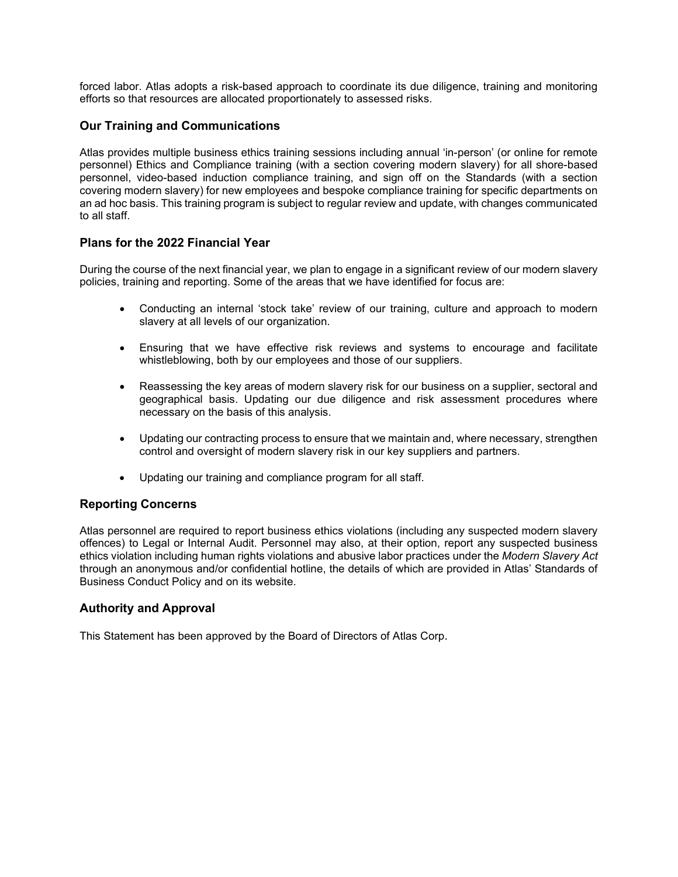forced labor. Atlas adopts a risk-based approach to coordinate its due diligence, training and monitoring efforts so that resources are allocated proportionately to assessed risks.

## Our Training and Communications

Atlas provides multiple business ethics training sessions including annual 'in-person' (or online for remote personnel) Ethics and Compliance training (with a section covering modern slavery) for all shore-based personnel, video-based induction compliance training, and sign off on the Standards (with a section covering modern slavery) for new employees and bespoke compliance training for specific departments on an ad hoc basis. This training program is subject to regular review and update, with changes communicated to all staff.

## Plans for the 2022 Financial Year

During the course of the next financial year, we plan to engage in a significant review of our modern slavery policies, training and reporting. Some of the areas that we have identified for focus are:

- Conducting an internal 'stock take' review of our training, culture and approach to modern slavery at all levels of our organization.
- Ensuring that we have effective risk reviews and systems to encourage and facilitate whistleblowing, both by our employees and those of our suppliers.
- Reassessing the key areas of modern slavery risk for our business on a supplier, sectoral and geographical basis. Updating our due diligence and risk assessment procedures where necessary on the basis of this analysis.
- Updating our contracting process to ensure that we maintain and, where necessary, strengthen control and oversight of modern slavery risk in our key suppliers and partners.
- Updating our training and compliance program for all staff.

## Reporting Concerns

Atlas personnel are required to report business ethics violations (including any suspected modern slavery offences) to Legal or Internal Audit. Personnel may also, at their option, report any suspected business ethics violation including human rights violations and abusive labor practices under the *Modern Slavery Act* through an anonymous and/or confidential hotline, the details of which are provided in Atlas' Standards of Business Conduct Policy and on its website.

## Authority and Approval

This Statement has been approved by the Board of Directors of Atlas Corp.